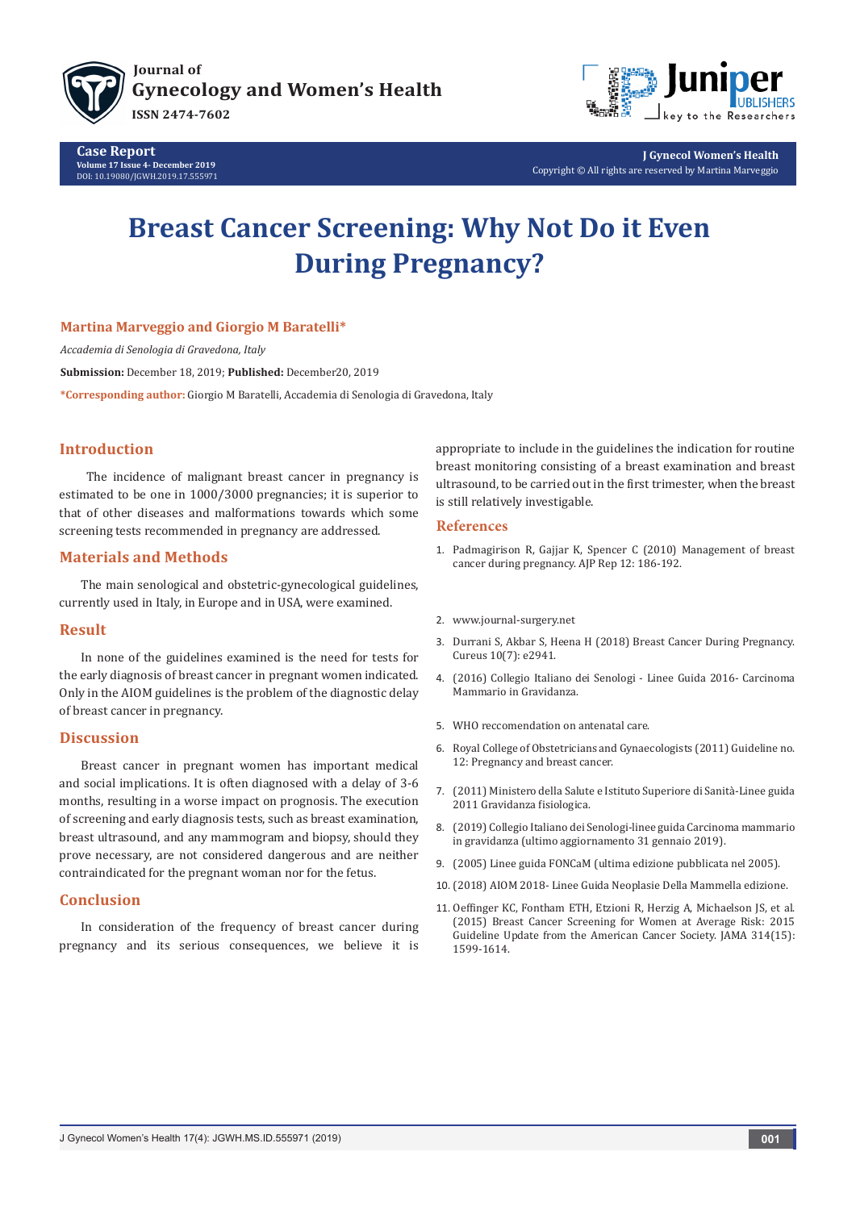Case Report

# Breast Cancer Screening: Why Not Do it Even During Pregnancy?

**Martina Marveggio and Giorgio M Baratelli***

*Accademia di Senologia di Gravedona, Italy*

**Submission:** December 18, 2019; **Published:** December20, 2019

***Corresponding author:** Giorgio M Baratelli, Accademia di Senologia di Gravedona, Italy

## Introduction

The incidence of malignant breast cancer in pregnancy is estimated to be one in 1000/3000 pregnancies; it is superior to that of other diseases and malformations towards which some screening tests recommended in pregnancy are addressed.

## Materials and Methods

The main senological and obstetric-gynecological guidelines, currently used in Italy, in Europe and in USA, were examined.

## Result

In none of the guidelines examined is the need for tests for the early diagnosis of breast cancer in pregnant women indicated. Only in the AIOM guidelines is the problem of the diagnostic delay of breast cancer in pregnancy.

## Discussion

Breast cancer in pregnant women has important medical and social implications. It is often diagnosed with a delay of 3-6 months, resulting in a worse impact on prognosis. The execution of screening and early diagnosis tests, such as breast examination, breast ultrasound, and any mammogram and biopsy, should they prove necessary, are not considered dangerous and are neither contraindicated for the pregnant woman nor for the fetus.

## Conclusion

In consideration of the frequency of breast cancer during pregnancy and its serious consequences, we believe it is appropriate to include in the guidelines the indication for routine breast monitoring consisting of a breast examination and breast ultrasound, to be carried out in the first trimester, when the breast is still relatively investigable.

## References

1. Padmagirison R, Gajjar K, Spencer C (2010) Management of breast cancer during pregnancy. AJP Rep 12: 186-192.
2. www.journal-surgery.net
3. Durrani S, Akbar S, Heena H (2018) Breast Cancer During Pregnancy. Cureus 10(7): e2941.
4. (2016) Collegio Italiano dei Senologi - Linee Guida 2016- Carcinoma Mammario in Gravidanza.
5. WHO reccomendation on antenatal care.
6. Royal College of Obstetricians and Gynaecologists (2011) Guideline no. 12: Pregnancy and breast cancer.
7. (2011) Ministero della Salute e Istituto Superiore di Sanità-Linee guida 2011 Gravidanza fisiologica.
8. (2019) Collegio Italiano dei Senologi-linee guida Carcinoma mammario in gravidanza (ultimo aggiornamento 31 gennaio 2019).
9. (2005) Linee guida FONCaM (ultima edizione pubblicata nel 2005).
10. (2018) AIOM 2018- Linee Guida Neoplasie Della Mammella edizione.
11. Oeffinger KC, Fontham ETH, Etzioni R, Herzig A, Michaelson JS, et al. (2015) Breast Cancer Screening for Women at Average Risk: 2015 Guideline Update from the American Cancer Society. JAMA 314(15): 1599-1614.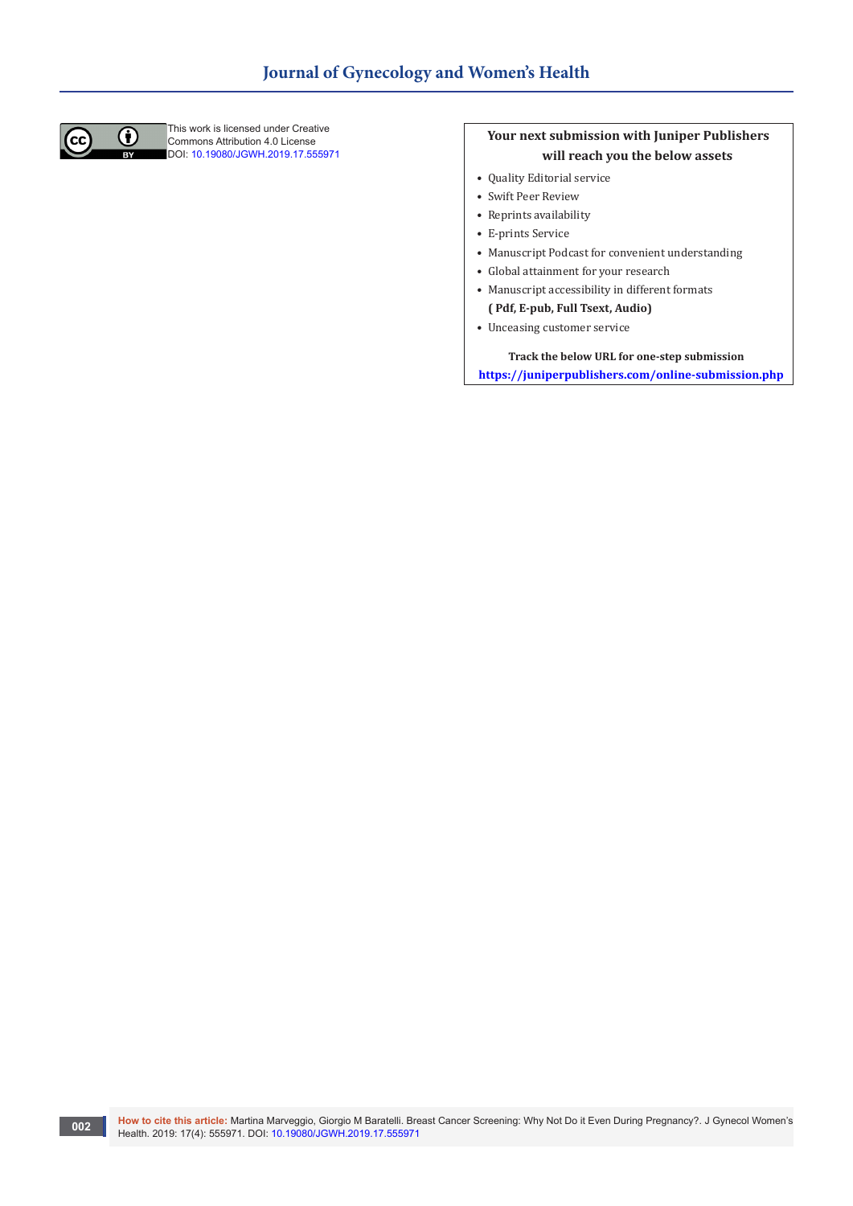This work is licensed under Creative Commons Attribution 4.0 License
DOI: 10.19080/JGWH.2019.17.555971

**Your next submission with Juniper Publishers will reach you the below assets**

- Quality Editorial service
- Swift Peer Review
- Reprints availability
- E-prints Service
- Manuscript Podcast for convenient understanding
- Global attainment for your research
- Manuscript accessibility in different formats
  **( Pdf, E-pub, Full Tsext, Audio)**
- Unceasing customer service

**Track the below URL for one-step submission**
**https://juniperpublishers.com/online-submission.php**

**How to cite this article:** Martina Marveggio, Giorgio M Baratelli. Breast Cancer Screening: Why Not Do it Even During Pregnancy?. J Gynecol Women's Health. 2019: 17(4): 555971. DOI: 10.19080/JGWH.2019.17.555971